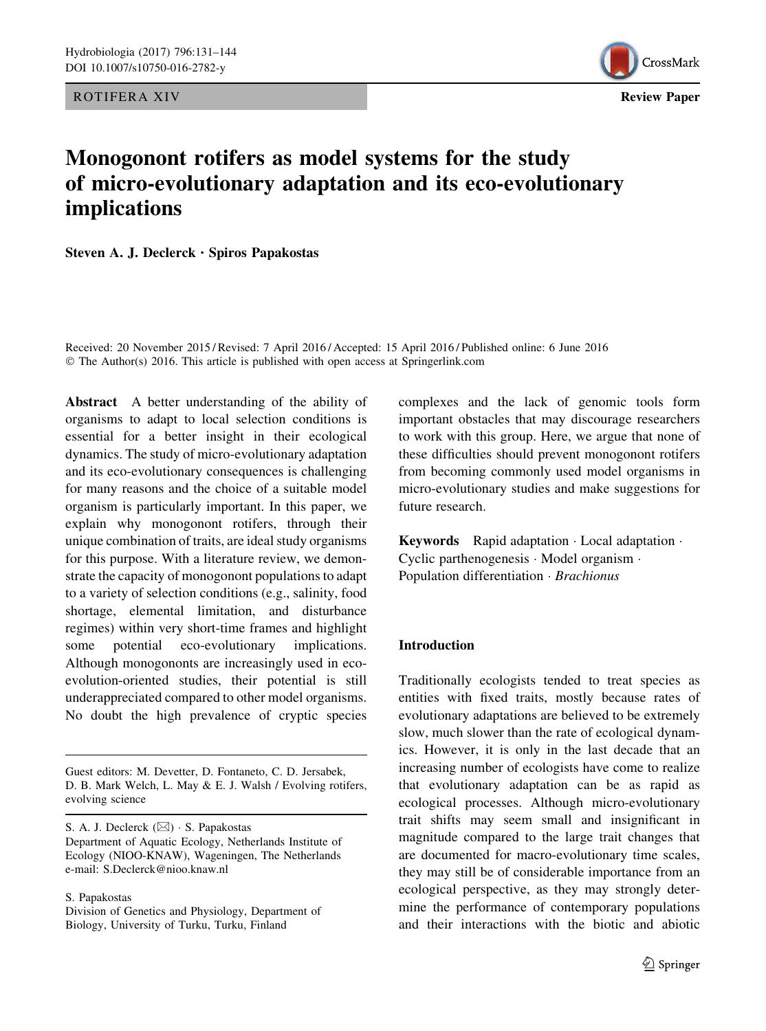ROTIFERA XIV

Review Paper

# Monogonont rotifers as model systems for the study of micro-evolutionary adaptation and its eco-evolutionary implications

**Steven A. J. Declerck · Spiros Papakostas**

Received: 20 November 2015 / Revised: 7 April 2016 / Accepted: 15 April 2016 / Published online: 6 June 2016
© The Author(s) 2016. This article is published with open access at Springerlink.com

**Abstract** A better understanding of the ability of organisms to adapt to local selection conditions is essential for a better insight in their ecological dynamics. The study of micro-evolutionary adaptation and its eco-evolutionary consequences is challenging for many reasons and the choice of a suitable model organism is particularly important. In this paper, we explain why monogonont rotifers, through their unique combination of traits, are ideal study organisms for this purpose. With a literature review, we demonstrate the capacity of monogonont populations to adapt to a variety of selection conditions (e.g., salinity, food shortage, elemental limitation, and disturbance regimes) within very short-time frames and highlight some potential eco-evolutionary implications. Although monogononts are increasingly used in eco-evolution-oriented studies, their potential is still underappreciated compared to other model organisms. No doubt the high prevalence of cryptic species complexes and the lack of genomic tools form important obstacles that may discourage researchers to work with this group. Here, we argue that none of these difficulties should prevent monogonont rotifers from becoming commonly used model organisms in micro-evolutionary studies and make suggestions for future research.

**Keywords** Rapid adaptation · Local adaptation · Cyclic parthenogenesis · Model organism · Population differentiation · *Brachionus*

Guest editors: M. Devetter, D. Fontaneto, C. D. Jersabek, D. B. Mark Welch, L. May & E. J. Walsh / Evolving rotifers, evolving science

S. A. J. Declerck (✉) · S. Papakostas
Department of Aquatic Ecology, Netherlands Institute of Ecology (NIOO-KNAW), Wageningen, The Netherlands
e-mail: S.Declerck@nioo.knaw.nl

S. Papakostas
Division of Genetics and Physiology, Department of Biology, University of Turku, Turku, Finland

## Introduction

Traditionally ecologists tended to treat species as entities with fixed traits, mostly because rates of evolutionary adaptations are believed to be extremely slow, much slower than the rate of ecological dynamics. However, it is only in the last decade that an increasing number of ecologists have come to realize that evolutionary adaptation can be as rapid as ecological processes. Although micro-evolutionary trait shifts may seem small and insignificant in magnitude compared to the large trait changes that are documented for macro-evolutionary time scales, they may still be of considerable importance from an ecological perspective, as they may strongly determine the performance of contemporary populations and their interactions with the biotic and abiotic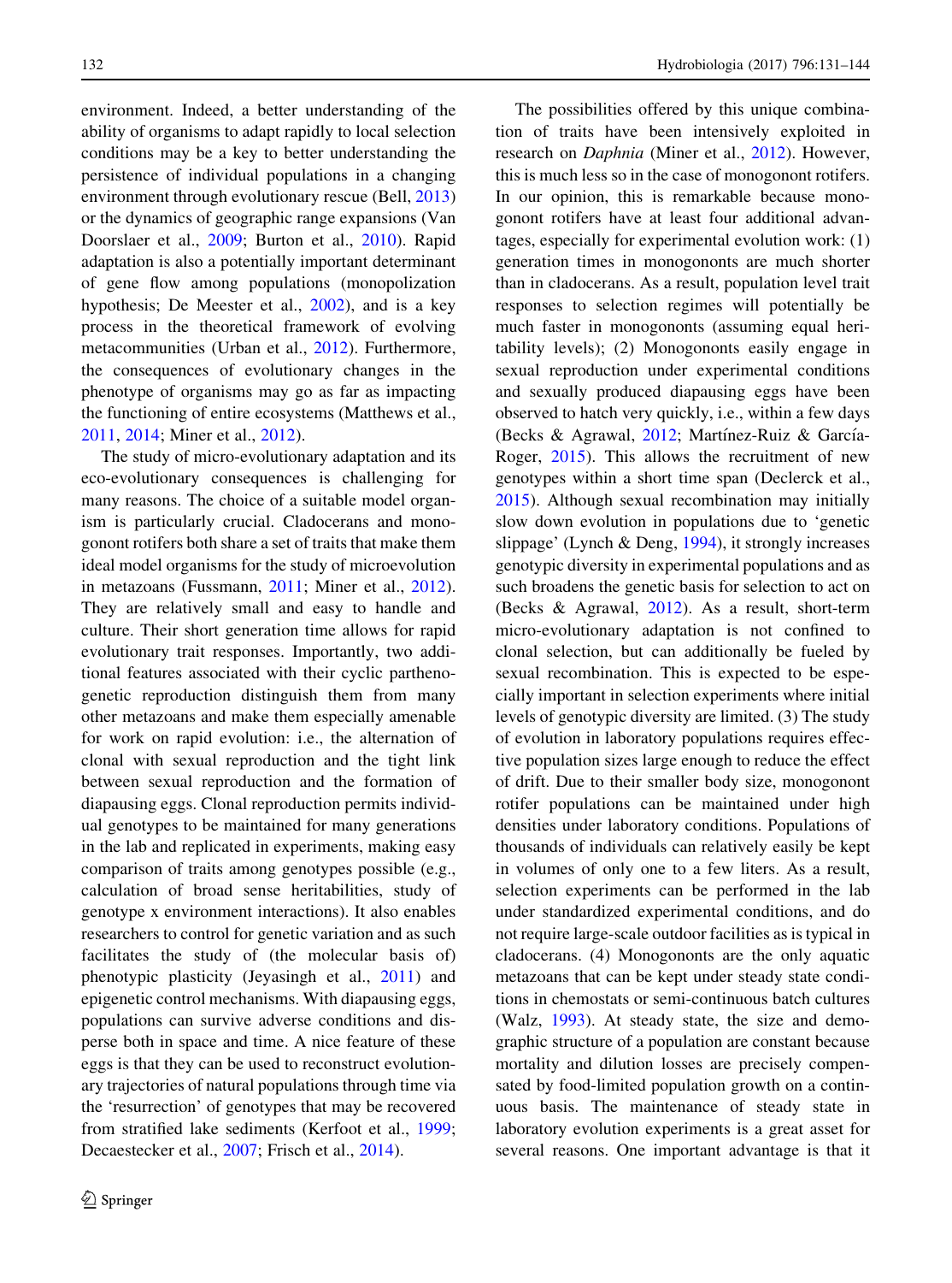environment. Indeed, a better understanding of the ability of organisms to adapt rapidly to local selection conditions may be a key to better understanding the persistence of individual populations in a changing environment through evolutionary rescue (Bell, 2013) or the dynamics of geographic range expansions (Van Doorslaer et al., 2009; Burton et al., 2010). Rapid adaptation is also a potentially important determinant of gene flow among populations (monopolization hypothesis; De Meester et al., 2002), and is a key process in the theoretical framework of evolving metacommunities (Urban et al., 2012). Furthermore, the consequences of evolutionary changes in the phenotype of organisms may go as far as impacting the functioning of entire ecosystems (Matthews et al., 2011, 2014; Miner et al., 2012).

The study of micro-evolutionary adaptation and its eco-evolutionary consequences is challenging for many reasons. The choice of a suitable model organism is particularly crucial. Cladocerans and monogonont rotifers both share a set of traits that make them ideal model organisms for the study of microevolution in metazoans (Fussmann, 2011; Miner et al., 2012). They are relatively small and easy to handle and culture. Their short generation time allows for rapid evolutionary trait responses. Importantly, two additional features associated with their cyclic parthenogenetic reproduction distinguish them from many other metazoans and make them especially amenable for work on rapid evolution: i.e., the alternation of clonal with sexual reproduction and the tight link between sexual reproduction and the formation of diapausing eggs. Clonal reproduction permits individual genotypes to be maintained for many generations in the lab and replicated in experiments, making easy comparison of traits among genotypes possible (e.g., calculation of broad sense heritabilities, study of genotype x environment interactions). It also enables researchers to control for genetic variation and as such facilitates the study of (the molecular basis of) phenotypic plasticity (Jeyasingh et al., 2011) and epigenetic control mechanisms. With diapausing eggs, populations can survive adverse conditions and disperse both in space and time. A nice feature of these eggs is that they can be used to reconstruct evolutionary trajectories of natural populations through time via the 'resurrection' of genotypes that may be recovered from stratified lake sediments (Kerfoot et al., 1999; Decaestecker et al., 2007; Frisch et al., 2014).

The possibilities offered by this unique combination of traits have been intensively exploited in research on *Daphnia* (Miner et al., 2012). However, this is much less so in the case of monogonont rotifers. In our opinion, this is remarkable because monogonont rotifers have at least four additional advantages, especially for experimental evolution work: (1) generation times in monogononts are much shorter than in cladocerans. As a result, population level trait responses to selection regimes will potentially be much faster in monogononts (assuming equal heritability levels); (2) Monogononts easily engage in sexual reproduction under experimental conditions and sexually produced diapausing eggs have been observed to hatch very quickly, i.e., within a few days (Becks & Agrawal, 2012; Martínez-Ruiz & García-Roger, 2015). This allows the recruitment of new genotypes within a short time span (Declerck et al., 2015). Although sexual recombination may initially slow down evolution in populations due to 'genetic slippage' (Lynch & Deng, 1994), it strongly increases genotypic diversity in experimental populations and as such broadens the genetic basis for selection to act on (Becks & Agrawal, 2012). As a result, short-term micro-evolutionary adaptation is not confined to clonal selection, but can additionally be fueled by sexual recombination. This is expected to be especially important in selection experiments where initial levels of genotypic diversity are limited. (3) The study of evolution in laboratory populations requires effective population sizes large enough to reduce the effect of drift. Due to their smaller body size, monogonont rotifer populations can be maintained under high densities under laboratory conditions. Populations of thousands of individuals can relatively easily be kept in volumes of only one to a few liters. As a result, selection experiments can be performed in the lab under standardized experimental conditions, and do not require large-scale outdoor facilities as is typical in cladocerans. (4) Monogononts are the only aquatic metazoans that can be kept under steady state conditions in chemostats or semi-continuous batch cultures (Walz, 1993). At steady state, the size and demographic structure of a population are constant because mortality and dilution losses are precisely compensated by food-limited population growth on a continuous basis. The maintenance of steady state in laboratory evolution experiments is a great asset for several reasons. One important advantage is that it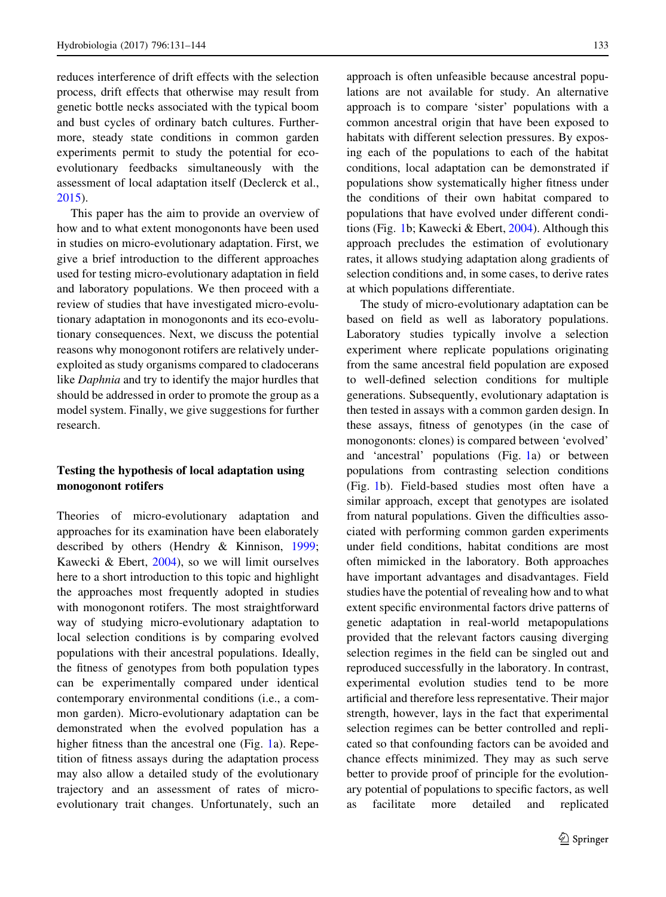reduces interference of drift effects with the selection process, drift effects that otherwise may result from genetic bottle necks associated with the typical boom and bust cycles of ordinary batch cultures. Furthermore, steady state conditions in common garden experiments permit to study the potential for eco-evolutionary feedbacks simultaneously with the assessment of local adaptation itself (Declerck et al., 2015).

This paper has the aim to provide an overview of how and to what extent monogononts have been used in studies on micro-evolutionary adaptation. First, we give a brief introduction to the different approaches used for testing micro-evolutionary adaptation in field and laboratory populations. We then proceed with a review of studies that have investigated micro-evolutionary adaptation in monogononts and its eco-evolutionary consequences. Next, we discuss the potential reasons why monogonont rotifers are relatively underexploited as study organisms compared to cladocerans like *Daphnia* and try to identify the major hurdles that should be addressed in order to promote the group as a model system. Finally, we give suggestions for further research.

## Testing the hypothesis of local adaptation using monogonont rotifers

Theories of micro-evolutionary adaptation and approaches for its examination have been elaborately described by others (Hendry & Kinnison, 1999; Kawecki & Ebert, 2004), so we will limit ourselves here to a short introduction to this topic and highlight the approaches most frequently adopted in studies with monogonont rotifers. The most straightforward way of studying micro-evolutionary adaptation to local selection conditions is by comparing evolved populations with their ancestral populations. Ideally, the fitness of genotypes from both population types can be experimentally compared under identical contemporary environmental conditions (i.e., a common garden). Micro-evolutionary adaptation can be demonstrated when the evolved population has a higher fitness than the ancestral one (Fig. 1a). Repetition of fitness assays during the adaptation process may also allow a detailed study of the evolutionary trajectory and an assessment of rates of micro-evolutionary trait changes. Unfortunately, such an approach is often unfeasible because ancestral populations are not available for study. An alternative approach is to compare 'sister' populations with a common ancestral origin that have been exposed to habitats with different selection pressures. By exposing each of the populations to each of the habitat conditions, local adaptation can be demonstrated if populations show systematically higher fitness under the conditions of their own habitat compared to populations that have evolved under different conditions (Fig. 1b; Kawecki & Ebert, 2004). Although this approach precludes the estimation of evolutionary rates, it allows studying adaptation along gradients of selection conditions and, in some cases, to derive rates at which populations differentiate.

The study of micro-evolutionary adaptation can be based on field as well as laboratory populations. Laboratory studies typically involve a selection experiment where replicate populations originating from the same ancestral field population are exposed to well-defined selection conditions for multiple generations. Subsequently, evolutionary adaptation is then tested in assays with a common garden design. In these assays, fitness of genotypes (in the case of monogononts: clones) is compared between 'evolved' and 'ancestral' populations (Fig. 1a) or between populations from contrasting selection conditions (Fig. 1b). Field-based studies most often have a similar approach, except that genotypes are isolated from natural populations. Given the difficulties associated with performing common garden experiments under field conditions, habitat conditions are most often mimicked in the laboratory. Both approaches have important advantages and disadvantages. Field studies have the potential of revealing how and to what extent specific environmental factors drive patterns of genetic adaptation in real-world metapopulations provided that the relevant factors causing diverging selection regimes in the field can be singled out and reproduced successfully in the laboratory. In contrast, experimental evolution studies tend to be more artificial and therefore less representative. Their major strength, however, lays in the fact that experimental selection regimes can be better controlled and replicated so that confounding factors can be avoided and chance effects minimized. They may as such serve better to provide proof of principle for the evolutionary potential of populations to specific factors, as well as facilitate more detailed and replicated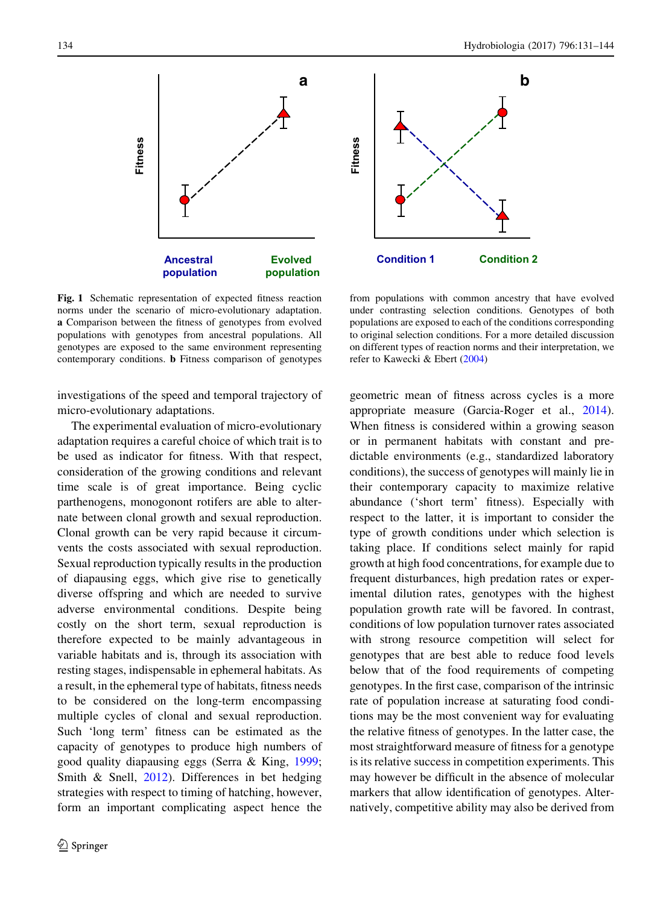a

Fitness

Ancestral population

Evolved population

b

Fitness

Condition 1

Condition 2

**Fig. 1** Schematic representation of expected fitness reaction norms under the scenario of micro-evolutionary adaptation. **a** Comparison between the fitness of genotypes from evolved populations with genotypes from ancestral populations. All genotypes are exposed to the same environment representing contemporary conditions. **b** Fitness comparison of genotypes from populations with common ancestry that have evolved under contrasting selection conditions. Genotypes of both populations are exposed to each of the conditions corresponding to original selection conditions. For a more detailed discussion on different types of reaction norms and their interpretation, we refer to Kawecki & Ebert (2004)

investigations of the speed and temporal trajectory of micro-evolutionary adaptations.

The experimental evaluation of micro-evolutionary adaptation requires a careful choice of which trait is to be used as indicator for fitness. With that respect, consideration of the growing conditions and relevant time scale is of great importance. Being cyclic parthenogens, monogonont rotifers are able to alternate between clonal growth and sexual reproduction. Clonal growth can be very rapid because it circumvents the costs associated with sexual reproduction. Sexual reproduction typically results in the production of diapausing eggs, which give rise to genetically diverse offspring and which are needed to survive adverse environmental conditions. Despite being costly on the short term, sexual reproduction is therefore expected to be mainly advantageous in variable habitats and is, through its association with resting stages, indispensable in ephemeral habitats. As a result, in the ephemeral type of habitats, fitness needs to be considered on the long-term encompassing multiple cycles of clonal and sexual reproduction. Such 'long term' fitness can be estimated as the capacity of genotypes to produce high numbers of good quality diapausing eggs (Serra & King, 1999; Smith & Snell, 2012). Differences in bet hedging strategies with respect to timing of hatching, however, form an important complicating aspect hence the geometric mean of fitness across cycles is a more appropriate measure (Garcia-Roger et al., 2014). When fitness is considered within a growing season or in permanent habitats with constant and predictable environments (e.g., standardized laboratory conditions), the success of genotypes will mainly lie in their contemporary capacity to maximize relative abundance ('short term' fitness). Especially with respect to the latter, it is important to consider the type of growth conditions under which selection is taking place. If conditions select mainly for rapid growth at high food concentrations, for example due to frequent disturbances, high predation rates or experimental dilution rates, genotypes with the highest population growth rate will be favored. In contrast, conditions of low population turnover rates associated with strong resource competition will select for genotypes that are best able to reduce food levels below that of the food requirements of competing genotypes. In the first case, comparison of the intrinsic rate of population increase at saturating food conditions may be the most convenient way for evaluating the relative fitness of genotypes. In the latter case, the most straightforward measure of fitness for a genotype is its relative success in competition experiments. This may however be difficult in the absence of molecular markers that allow identification of genotypes. Alternatively, competitive ability may also be derived from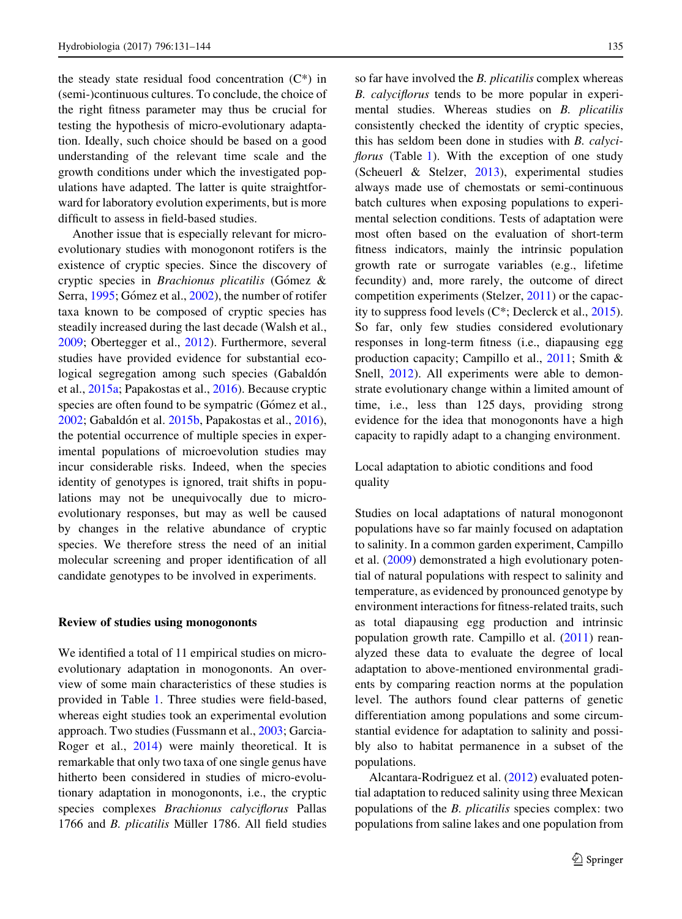the steady state residual food concentration (C*) in (semi-)continuous cultures. To conclude, the choice of the right fitness parameter may thus be crucial for testing the hypothesis of micro-evolutionary adaptation. Ideally, such choice should be based on a good understanding of the relevant time scale and the growth conditions under which the investigated populations have adapted. The latter is quite straightforward for laboratory evolution experiments, but is more difficult to assess in field-based studies.

Another issue that is especially relevant for micro-evolutionary studies with monogonont rotifers is the existence of cryptic species. Since the discovery of cryptic species in *Brachionus plicatilis* (Gómez & Serra, 1995; Gómez et al., 2002), the number of rotifer taxa known to be composed of cryptic species has steadily increased during the last decade (Walsh et al., 2009; Obertegger et al., 2012). Furthermore, several studies have provided evidence for substantial ecological segregation among such species (Gabaldón et al., 2015a; Papakostas et al., 2016). Because cryptic species are often found to be sympatric (Gómez et al., 2002; Gabaldón et al. 2015b, Papakostas et al., 2016), the potential occurrence of multiple species in experimental populations of microevolution studies may incur considerable risks. Indeed, when the species identity of genotypes is ignored, trait shifts in populations may not be unequivocally due to micro-evolutionary responses, but may as well be caused by changes in the relative abundance of cryptic species. We therefore stress the need of an initial molecular screening and proper identification of all candidate genotypes to be involved in experiments.

## Review of studies using monogononts

We identified a total of 11 empirical studies on micro-evolutionary adaptation in monogononts. An overview of some main characteristics of these studies is provided in Table 1. Three studies were field-based, whereas eight studies took an experimental evolution approach. Two studies (Fussmann et al., 2003; Garcia-Roger et al., 2014) were mainly theoretical. It is remarkable that only two taxa of one single genus have hitherto been considered in studies of micro-evolutionary adaptation in monogononts, i.e., the cryptic species complexes *Brachionus calyciflorus* Pallas 1766 and *B. plicatilis* Müller 1786. All field studies so far have involved the *B. plicatilis* complex whereas *B. calyciflorus* tends to be more popular in experimental studies. Whereas studies on *B. plicatilis* consistently checked the identity of cryptic species, this has seldom been done in studies with *B. calyciflorus* (Table 1). With the exception of one study (Scheuerl & Stelzer, 2013), experimental studies always made use of chemostats or semi-continuous batch cultures when exposing populations to experimental selection conditions. Tests of adaptation were most often based on the evaluation of short-term fitness indicators, mainly the intrinsic population growth rate or surrogate variables (e.g., lifetime fecundity) and, more rarely, the outcome of direct competition experiments (Stelzer, 2011) or the capacity to suppress food levels (C*; Declerck et al., 2015). So far, only few studies considered evolutionary responses in long-term fitness (i.e., diapausing egg production capacity; Campillo et al., 2011; Smith & Snell, 2012). All experiments were able to demonstrate evolutionary change within a limited amount of time, i.e., less than 125 days, providing strong evidence for the idea that monogononts have a high capacity to rapidly adapt to a changing environment.

### Local adaptation to abiotic conditions and food quality

Studies on local adaptations of natural monogonont populations have so far mainly focused on adaptation to salinity. In a common garden experiment, Campillo et al. (2009) demonstrated a high evolutionary potential of natural populations with respect to salinity and temperature, as evidenced by pronounced genotype by environment interactions for fitness-related traits, such as total diapausing egg production and intrinsic population growth rate. Campillo et al. (2011) reanalyzed these data to evaluate the degree of local adaptation to above-mentioned environmental gradients by comparing reaction norms at the population level. The authors found clear patterns of genetic differentiation among populations and some circumstantial evidence for adaptation to salinity and possibly also to habitat permanence in a subset of the populations.

Alcantara-Rodriguez et al. (2012) evaluated potential adaptation to reduced salinity using three Mexican populations of the *B. plicatilis* species complex: two populations from saline lakes and one population from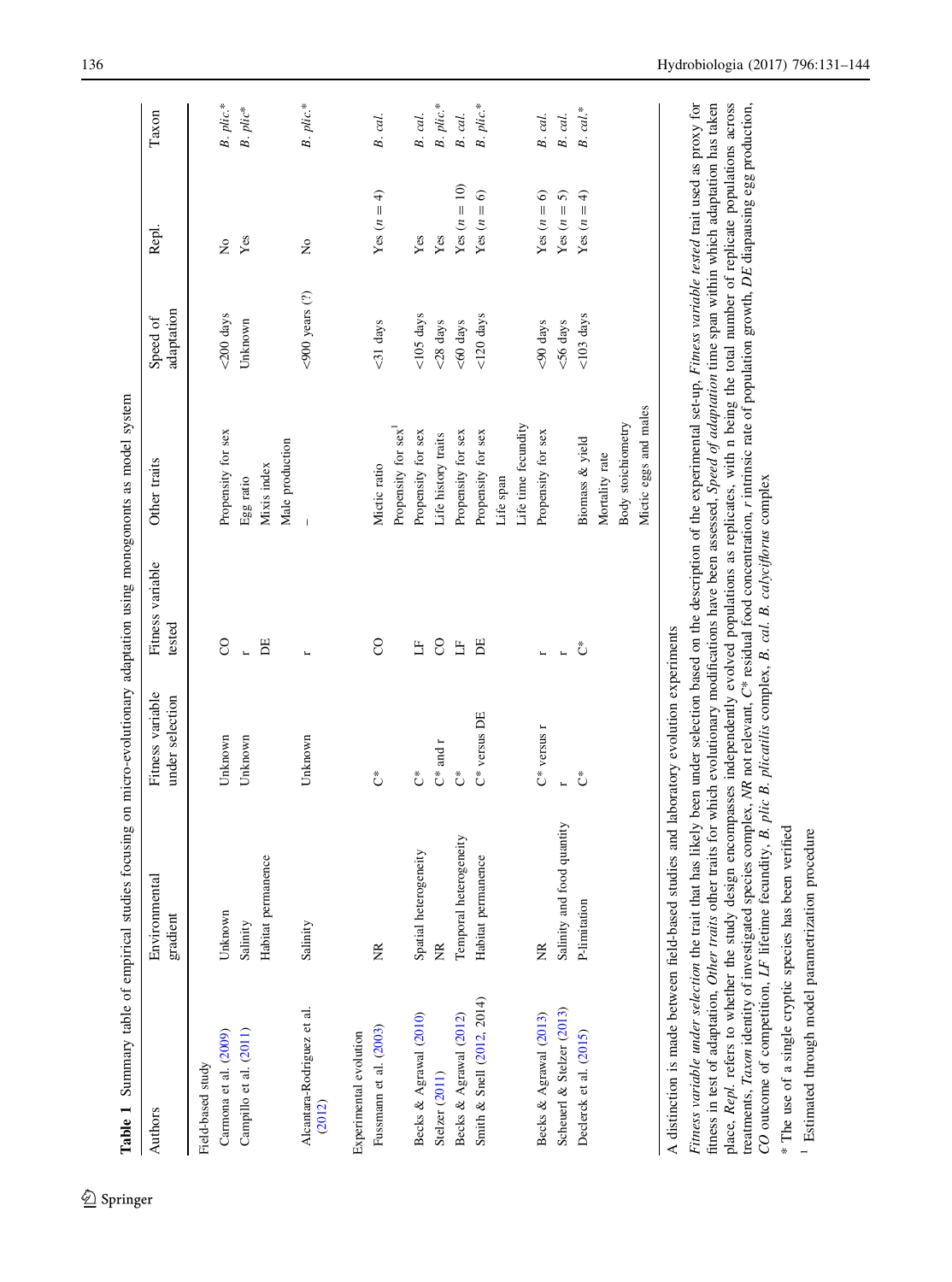**Table 1** Summary table of empirical studies focusing on micro-evolutionary adaptation using monogononts as model system

| Authors | Environmental gradient | Fitness variable under selection | Fitness variable tested | Other traits | Speed of adaptation | Repl. | Taxon |
|---|---|---|---|---|---|---|---|
| Field-based study | | | | | | | |
| Carmona et al. (2009) | Unknown | Unknown | CO | Propensity for sex | <200 days | No | *B. plic.*\* |
| Campillo et al. (2011) | Salinity | Unknown | r | Egg ratio | Unknown | Yes | *B. plic*\* |
| | Habitat permanence | | DE | Mixis index | | | |
| | | | | Male production | | | |
| Alcantara-Rodriguez et al. (2012) | Salinity | Unknown | r | – | <900 years (?) | No | *B. plic.*\* |
| Experimental evolution | | | | | | | |
| Fussmann et al. (2003) | NR | C\* | CO | Mictic ratio | <31 days | Yes (*n* = 4) | *B. cal.* |
| | | | | Propensity for sex[1] | | | |
| Becks & Agrawal (2010) | Spatial heterogeneity | C\* | LF | Propensity for sex | <105 days | Yes | *B. cal.* |
| Stelzer (2011) | NR | C\* and r | CO | Life history traits | <28 days | Yes | *B. plic.*\* |
| Becks & Agrawal (2012) | Temporal heterogeneity | C\* | LF | Propensity for sex | <60 days | Yes (*n* = 10) | *B. cal.* |
| Smith & Snell (2012, 2014) | Habitat permanence | C\* versus DE | DE | Propensity for sex | <120 days | Yes (*n* = 6) | *B. plic.*\* |
| | | | | Life span | | | |
| | | | | Life time fecundity | | | |
| Becks & Agrawal (2013) | NR | C\* versus r | r | Propensity for sex | <90 days | Yes (*n* = 6) | *B. cal.* |
| Scheuerl & Stelzer (2013) | Salinity and food quantity | r | r | | <56 days | Yes (*n* = 5) | *B. cal.* |
| Declerck et al. (2015) | P-limitation | C\* | C\* | Biomass & yield | <103 days | Yes (*n* = 4) | *B. cal.*\* |
| | | | | Mortality rate | | | |
| | | | | Body stoichiometry | | | |
| | | | | Mictic eggs and males | | | |

A distinction is made between field-based studies and laboratory evolution experiments

*Fitness variable under selection* the trait that has likely been under selection based on the description of the experimental set-up, *Fitness variable tested* trait used as proxy for fitness in test of adaptation, *Other traits* other traits for which evolutionary modifications have been assessed, *Speed of adaptation* time span within which adaptation has taken place, *Repl.* refers to whether the study design encompasses independently evolved populations as replicates, with n being the total number of replicate populations across treatments, *Taxon* identity of investigated species complex, *NR* not relevant, *C\** residual food concentration, *r* intrinsic rate of population growth, *DE* diapausing egg production, *CO* outcome of competition, *LF* lifetime fecundity, *B. plic B. plicatilis* complex, *B. cal. B. calyciflorus* complex

\* The use of a single cryptic species has been verified

[1] Estimated through model parametrization procedure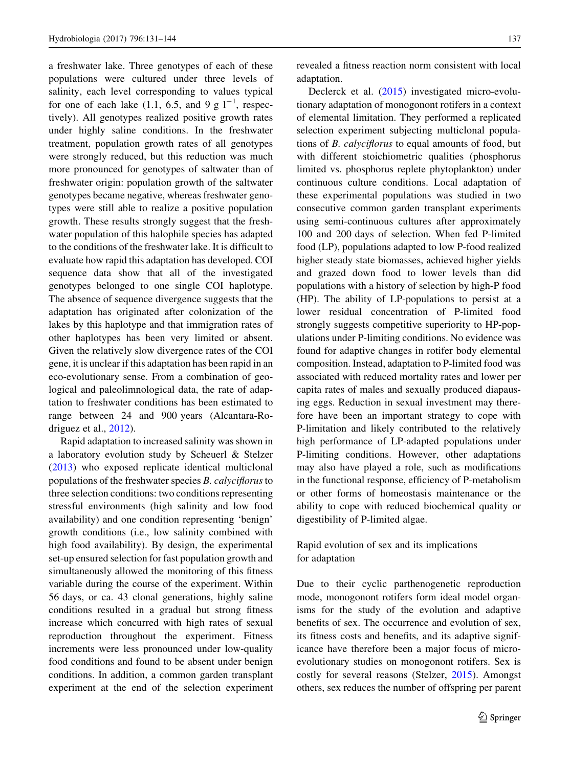a freshwater lake. Three genotypes of each of these populations were cultured under three levels of salinity, each level corresponding to values typical for one of each lake (1.1, 6.5, and 9 g $l^{-1}$, respectively). All genotypes realized positive growth rates under highly saline conditions. In the freshwater treatment, population growth rates of all genotypes were strongly reduced, but this reduction was much more pronounced for genotypes of saltwater than of freshwater origin: population growth of the saltwater genotypes became negative, whereas freshwater genotypes were still able to realize a positive population growth. These results strongly suggest that the freshwater population of this halophile species has adapted to the conditions of the freshwater lake. It is difficult to evaluate how rapid this adaptation has developed. COI sequence data show that all of the investigated genotypes belonged to one single COI haplotype. The absence of sequence divergence suggests that the adaptation has originated after colonization of the lakes by this haplotype and that immigration rates of other haplotypes has been very limited or absent. Given the relatively slow divergence rates of the COI gene, it is unclear if this adaptation has been rapid in an eco-evolutionary sense. From a combination of geological and paleolimnological data, the rate of adaptation to freshwater conditions has been estimated to range between 24 and 900 years (Alcantara-Rodriguez et al., 2012).

Rapid adaptation to increased salinity was shown in a laboratory evolution study by Scheuerl & Stelzer (2013) who exposed replicate identical multiclonal populations of the freshwater species *B. calyciflorus* to three selection conditions: two conditions representing stressful environments (high salinity and low food availability) and one condition representing 'benign' growth conditions (i.e., low salinity combined with high food availability). By design, the experimental set-up ensured selection for fast population growth and simultaneously allowed the monitoring of this fitness variable during the course of the experiment. Within 56 days, or ca. 43 clonal generations, highly saline conditions resulted in a gradual but strong fitness increase which concurred with high rates of sexual reproduction throughout the experiment. Fitness increments were less pronounced under low-quality food conditions and found to be absent under benign conditions. In addition, a common garden transplant experiment at the end of the selection experiment revealed a fitness reaction norm consistent with local adaptation.

Declerck et al. (2015) investigated micro-evolutionary adaptation of monogonont rotifers in a context of elemental limitation. They performed a replicated selection experiment subjecting multiclonal populations of *B. calyciflorus* to equal amounts of food, but with different stoichiometric qualities (phosphorus limited vs. phosphorus replete phytoplankton) under continuous culture conditions. Local adaptation of these experimental populations was studied in two consecutive common garden transplant experiments using semi-continuous cultures after approximately 100 and 200 days of selection. When fed P-limited food (LP), populations adapted to low P-food realized higher steady state biomasses, achieved higher yields and grazed down food to lower levels than did populations with a history of selection by high-P food (HP). The ability of LP-populations to persist at a lower residual concentration of P-limited food strongly suggests competitive superiority to HP-populations under P-limiting conditions. No evidence was found for adaptive changes in rotifer body elemental composition. Instead, adaptation to P-limited food was associated with reduced mortality rates and lower per capita rates of males and sexually produced diapausing eggs. Reduction in sexual investment may therefore have been an important strategy to cope with P-limitation and likely contributed to the relatively high performance of LP-adapted populations under P-limiting conditions. However, other adaptations may also have played a role, such as modifications in the functional response, efficiency of P-metabolism or other forms of homeostasis maintenance or the ability to cope with reduced biochemical quality or digestibility of P-limited algae.

## Rapid evolution of sex and its implications for adaptation

Due to their cyclic parthenogenetic reproduction mode, monogonont rotifers form ideal model organisms for the study of the evolution and adaptive benefits of sex. The occurrence and evolution of sex, its fitness costs and benefits, and its adaptive significance have therefore been a major focus of micro-evolutionary studies on monogonont rotifers. Sex is costly for several reasons (Stelzer, 2015). Amongst others, sex reduces the number of offspring per parent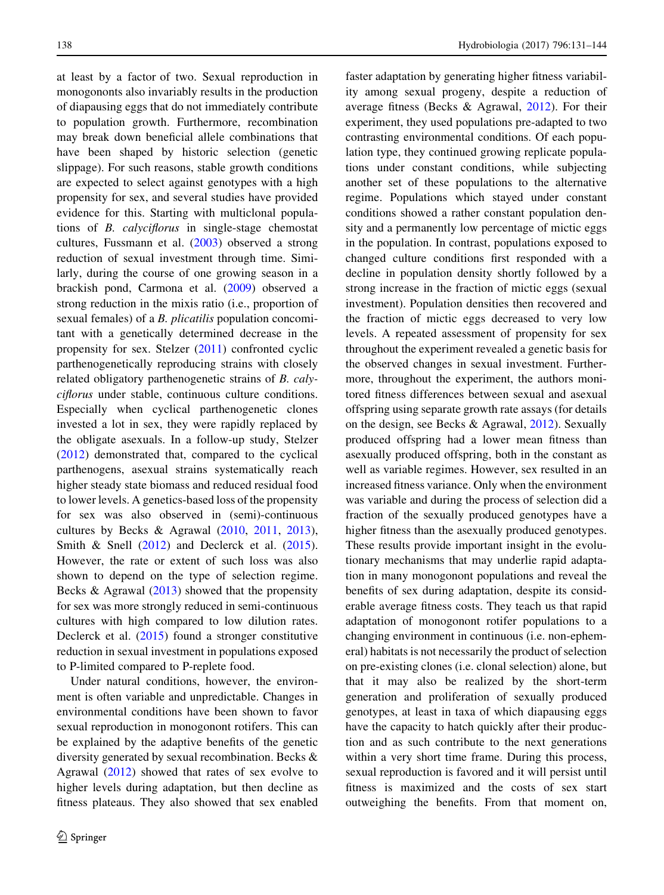at least by a factor of two. Sexual reproduction in monogononts also invariably results in the production of diapausing eggs that do not immediately contribute to population growth. Furthermore, recombination may break down beneficial allele combinations that have been shaped by historic selection (genetic slippage). For such reasons, stable growth conditions are expected to select against genotypes with a high propensity for sex, and several studies have provided evidence for this. Starting with multiclonal populations of *B. calyciflorus* in single-stage chemostat cultures, Fussmann et al. (2003) observed a strong reduction of sexual investment through time. Similarly, during the course of one growing season in a brackish pond, Carmona et al. (2009) observed a strong reduction in the mixis ratio (i.e., proportion of sexual females) of a *B. plicatilis* population concomitant with a genetically determined decrease in the propensity for sex. Stelzer (2011) confronted cyclic parthenogenetically reproducing strains with closely related obligatory parthenogenetic strains of *B. calyciflorus* under stable, continuous culture conditions. Especially when cyclical parthenogenetic clones invested a lot in sex, they were rapidly replaced by the obligate asexuals. In a follow-up study, Stelzer (2012) demonstrated that, compared to the cyclical parthenogens, asexual strains systematically reach higher steady state biomass and reduced residual food to lower levels. A genetics-based loss of the propensity for sex was also observed in (semi)-continuous cultures by Becks & Agrawal (2010, 2011, 2013), Smith & Snell (2012) and Declerck et al. (2015). However, the rate or extent of such loss was also shown to depend on the type of selection regime. Becks & Agrawal (2013) showed that the propensity for sex was more strongly reduced in semi-continuous cultures with high compared to low dilution rates. Declerck et al. (2015) found a stronger constitutive reduction in sexual investment in populations exposed to P-limited compared to P-replete food.

Under natural conditions, however, the environment is often variable and unpredictable. Changes in environmental conditions have been shown to favor sexual reproduction in monogonont rotifers. This can be explained by the adaptive benefits of the genetic diversity generated by sexual recombination. Becks & Agrawal (2012) showed that rates of sex evolve to higher levels during adaptation, but then decline as fitness plateaus. They also showed that sex enabled faster adaptation by generating higher fitness variability among sexual progeny, despite a reduction of average fitness (Becks & Agrawal, 2012). For their experiment, they used populations pre-adapted to two contrasting environmental conditions. Of each population type, they continued growing replicate populations under constant conditions, while subjecting another set of these populations to the alternative regime. Populations which stayed under constant conditions showed a rather constant population density and a permanently low percentage of mictic eggs in the population. In contrast, populations exposed to changed culture conditions first responded with a decline in population density shortly followed by a strong increase in the fraction of mictic eggs (sexual investment). Population densities then recovered and the fraction of mictic eggs decreased to very low levels. A repeated assessment of propensity for sex throughout the experiment revealed a genetic basis for the observed changes in sexual investment. Furthermore, throughout the experiment, the authors monitored fitness differences between sexual and asexual offspring using separate growth rate assays (for details on the design, see Becks & Agrawal, 2012). Sexually produced offspring had a lower mean fitness than asexually produced offspring, both in the constant as well as variable regimes. However, sex resulted in an increased fitness variance. Only when the environment was variable and during the process of selection did a fraction of the sexually produced genotypes have a higher fitness than the asexually produced genotypes. These results provide important insight in the evolutionary mechanisms that may underlie rapid adaptation in many monogonont populations and reveal the benefits of sex during adaptation, despite its considerable average fitness costs. They teach us that rapid adaptation of monogonont rotifer populations to a changing environment in continuous (i.e. non-ephemeral) habitats is not necessarily the product of selection on pre-existing clones (i.e. clonal selection) alone, but that it may also be realized by the short-term generation and proliferation of sexually produced genotypes, at least in taxa of which diapausing eggs have the capacity to hatch quickly after their production and as such contribute to the next generations within a very short time frame. During this process, sexual reproduction is favored and it will persist until fitness is maximized and the costs of sex start outweighing the benefits. From that moment on,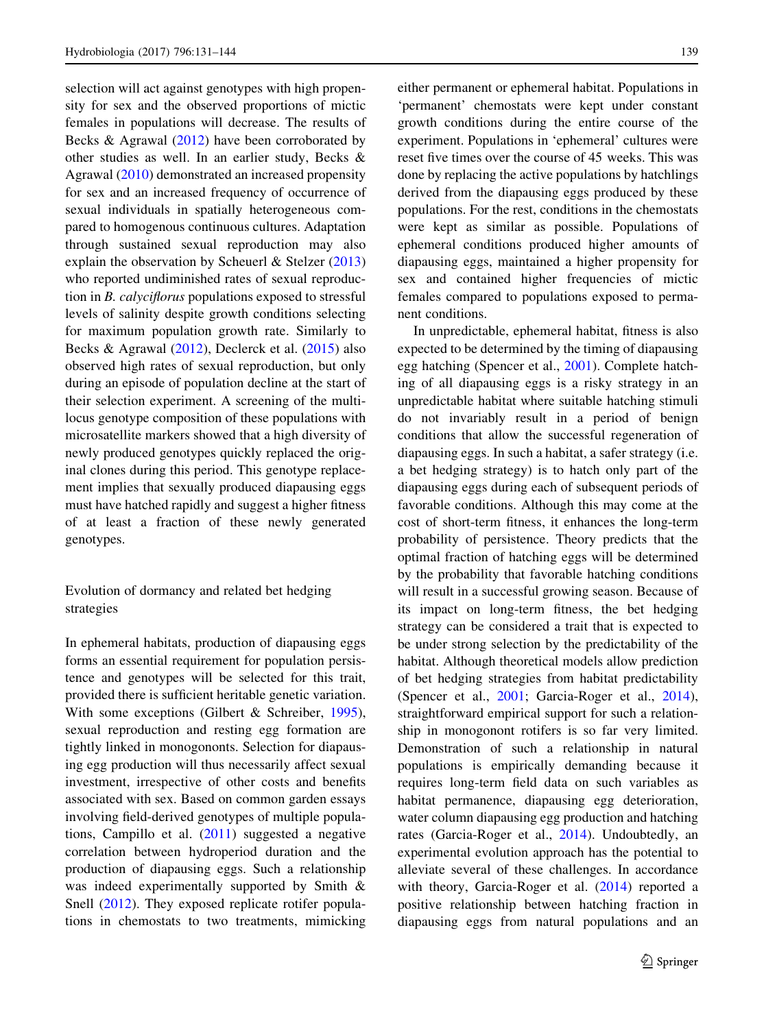selection will act against genotypes with high propensity for sex and the observed proportions of mictic females in populations will decrease. The results of Becks & Agrawal (2012) have been corroborated by other studies as well. In an earlier study, Becks & Agrawal (2010) demonstrated an increased propensity for sex and an increased frequency of occurrence of sexual individuals in spatially heterogeneous compared to homogenous continuous cultures. Adaptation through sustained sexual reproduction may also explain the observation by Scheuerl & Stelzer (2013) who reported undiminished rates of sexual reproduction in *B. calyciflorus* populations exposed to stressful levels of salinity despite growth conditions selecting for maximum population growth rate. Similarly to Becks & Agrawal (2012), Declerck et al. (2015) also observed high rates of sexual reproduction, but only during an episode of population decline at the start of their selection experiment. A screening of the multilocus genotype composition of these populations with microsatellite markers showed that a high diversity of newly produced genotypes quickly replaced the original clones during this period. This genotype replacement implies that sexually produced diapausing eggs must have hatched rapidly and suggest a higher fitness of at least a fraction of these newly generated genotypes.

## Evolution of dormancy and related bet hedging strategies

In ephemeral habitats, production of diapausing eggs forms an essential requirement for population persistence and genotypes will be selected for this trait, provided there is sufficient heritable genetic variation. With some exceptions (Gilbert & Schreiber, 1995), sexual reproduction and resting egg formation are tightly linked in monogononts. Selection for diapausing egg production will thus necessarily affect sexual investment, irrespective of other costs and benefits associated with sex. Based on common garden essays involving field-derived genotypes of multiple populations, Campillo et al. (2011) suggested a negative correlation between hydroperiod duration and the production of diapausing eggs. Such a relationship was indeed experimentally supported by Smith & Snell (2012). They exposed replicate rotifer populations in chemostats to two treatments, mimicking either permanent or ephemeral habitat. Populations in 'permanent' chemostats were kept under constant growth conditions during the entire course of the experiment. Populations in 'ephemeral' cultures were reset five times over the course of 45 weeks. This was done by replacing the active populations by hatchlings derived from the diapausing eggs produced by these populations. For the rest, conditions in the chemostats were kept as similar as possible. Populations of ephemeral conditions produced higher amounts of diapausing eggs, maintained a higher propensity for sex and contained higher frequencies of mictic females compared to populations exposed to permanent conditions.

In unpredictable, ephemeral habitat, fitness is also expected to be determined by the timing of diapausing egg hatching (Spencer et al., 2001). Complete hatching of all diapausing eggs is a risky strategy in an unpredictable habitat where suitable hatching stimuli do not invariably result in a period of benign conditions that allow the successful regeneration of diapausing eggs. In such a habitat, a safer strategy (i.e. a bet hedging strategy) is to hatch only part of the diapausing eggs during each of subsequent periods of favorable conditions. Although this may come at the cost of short-term fitness, it enhances the long-term probability of persistence. Theory predicts that the optimal fraction of hatching eggs will be determined by the probability that favorable hatching conditions will result in a successful growing season. Because of its impact on long-term fitness, the bet hedging strategy can be considered a trait that is expected to be under strong selection by the predictability of the habitat. Although theoretical models allow prediction of bet hedging strategies from habitat predictability (Spencer et al., 2001; Garcia-Roger et al., 2014), straightforward empirical support for such a relationship in monogonont rotifers is so far very limited. Demonstration of such a relationship in natural populations is empirically demanding because it requires long-term field data on such variables as habitat permanence, diapausing egg deterioration, water column diapausing egg production and hatching rates (Garcia-Roger et al., 2014). Undoubtedly, an experimental evolution approach has the potential to alleviate several of these challenges. In accordance with theory, Garcia-Roger et al. (2014) reported a positive relationship between hatching fraction in diapausing eggs from natural populations and an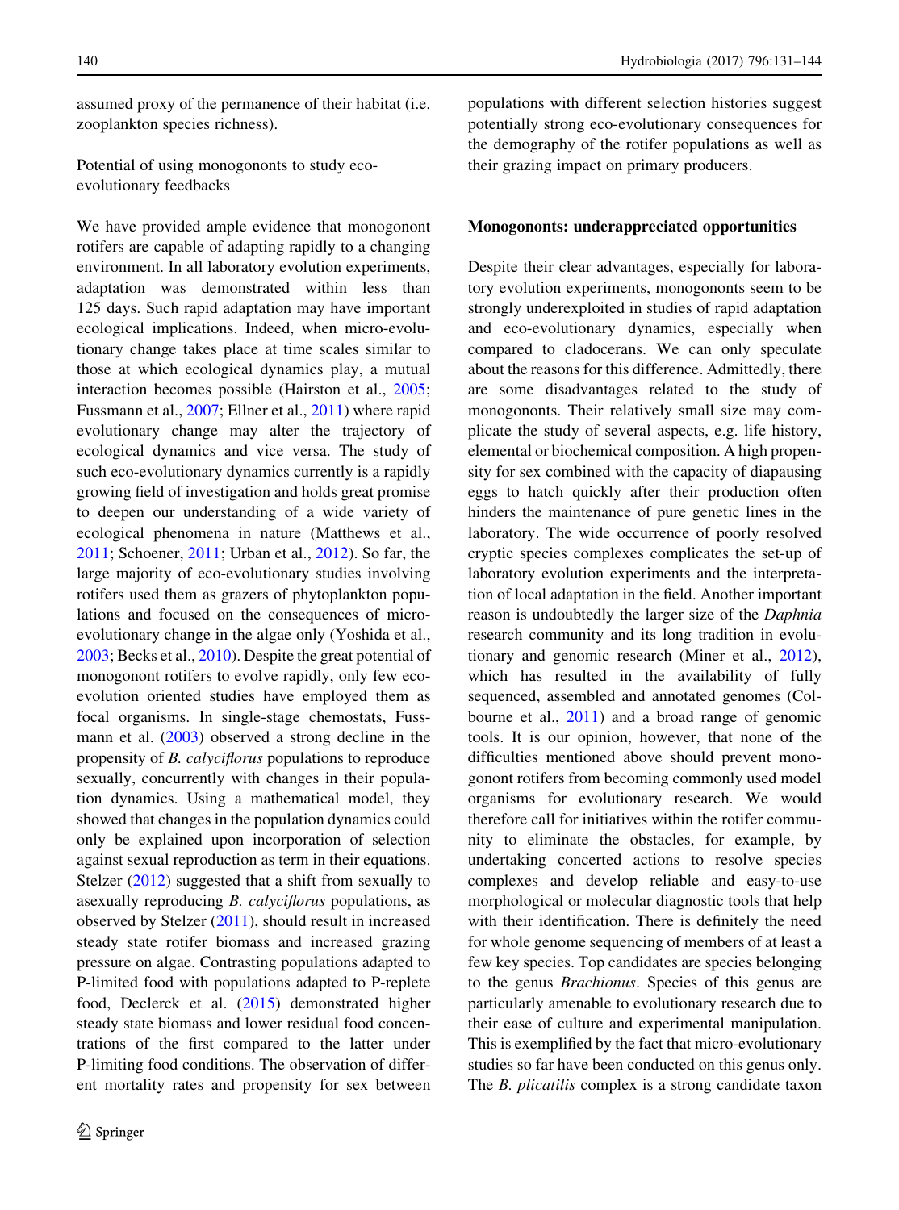assumed proxy of the permanence of their habitat (i.e. zooplankton species richness).

Potential of using monogononts to study eco-evolutionary feedbacks

We have provided ample evidence that monogonont rotifers are capable of adapting rapidly to a changing environment. In all laboratory evolution experiments, adaptation was demonstrated within less than 125 days. Such rapid adaptation may have important ecological implications. Indeed, when micro-evolutionary change takes place at time scales similar to those at which ecological dynamics play, a mutual interaction becomes possible (Hairston et al., 2005; Fussmann et al., 2007; Ellner et al., 2011) where rapid evolutionary change may alter the trajectory of ecological dynamics and vice versa. The study of such eco-evolutionary dynamics currently is a rapidly growing field of investigation and holds great promise to deepen our understanding of a wide variety of ecological phenomena in nature (Matthews et al., 2011; Schoener, 2011; Urban et al., 2012). So far, the large majority of eco-evolutionary studies involving rotifers used them as grazers of phytoplankton populations and focused on the consequences of micro-evolutionary change in the algae only (Yoshida et al., 2003; Becks et al., 2010). Despite the great potential of monogonont rotifers to evolve rapidly, only few eco-evolution oriented studies have employed them as focal organisms. In single-stage chemostats, Fussmann et al. (2003) observed a strong decline in the propensity of *B. calyciflorus* populations to reproduce sexually, concurrently with changes in their population dynamics. Using a mathematical model, they showed that changes in the population dynamics could only be explained upon incorporation of selection against sexual reproduction as term in their equations. Stelzer (2012) suggested that a shift from sexually to asexually reproducing *B. calyciflorus* populations, as observed by Stelzer (2011), should result in increased steady state rotifer biomass and increased grazing pressure on algae. Contrasting populations adapted to P-limited food with populations adapted to P-replete food, Declerck et al. (2015) demonstrated higher steady state biomass and lower residual food concentrations of the first compared to the latter under P-limiting food conditions. The observation of different mortality rates and propensity for sex between populations with different selection histories suggest potentially strong eco-evolutionary consequences for the demography of the rotifer populations as well as their grazing impact on primary producers.

## Monogononts: underappreciated opportunities

Despite their clear advantages, especially for laboratory evolution experiments, monogononts seem to be strongly underexploited in studies of rapid adaptation and eco-evolutionary dynamics, especially when compared to cladocerans. We can only speculate about the reasons for this difference. Admittedly, there are some disadvantages related to the study of monogononts. Their relatively small size may complicate the study of several aspects, e.g. life history, elemental or biochemical composition. A high propensity for sex combined with the capacity of diapausing eggs to hatch quickly after their production often hinders the maintenance of pure genetic lines in the laboratory. The wide occurrence of poorly resolved cryptic species complexes complicates the set-up of laboratory evolution experiments and the interpretation of local adaptation in the field. Another important reason is undoubtedly the larger size of the *Daphnia* research community and its long tradition in evolutionary and genomic research (Miner et al., 2012), which has resulted in the availability of fully sequenced, assembled and annotated genomes (Colbourne et al., 2011) and a broad range of genomic tools. It is our opinion, however, that none of the difficulties mentioned above should prevent monogonont rotifers from becoming commonly used model organisms for evolutionary research. We would therefore call for initiatives within the rotifer community to eliminate the obstacles, for example, by undertaking concerted actions to resolve species complexes and develop reliable and easy-to-use morphological or molecular diagnostic tools that help with their identification. There is definitely the need for whole genome sequencing of members of at least a few key species. Top candidates are species belonging to the genus *Brachionus*. Species of this genus are particularly amenable to evolutionary research due to their ease of culture and experimental manipulation. This is exemplified by the fact that micro-evolutionary studies so far have been conducted on this genus only. The *B. plicatilis* complex is a strong candidate taxon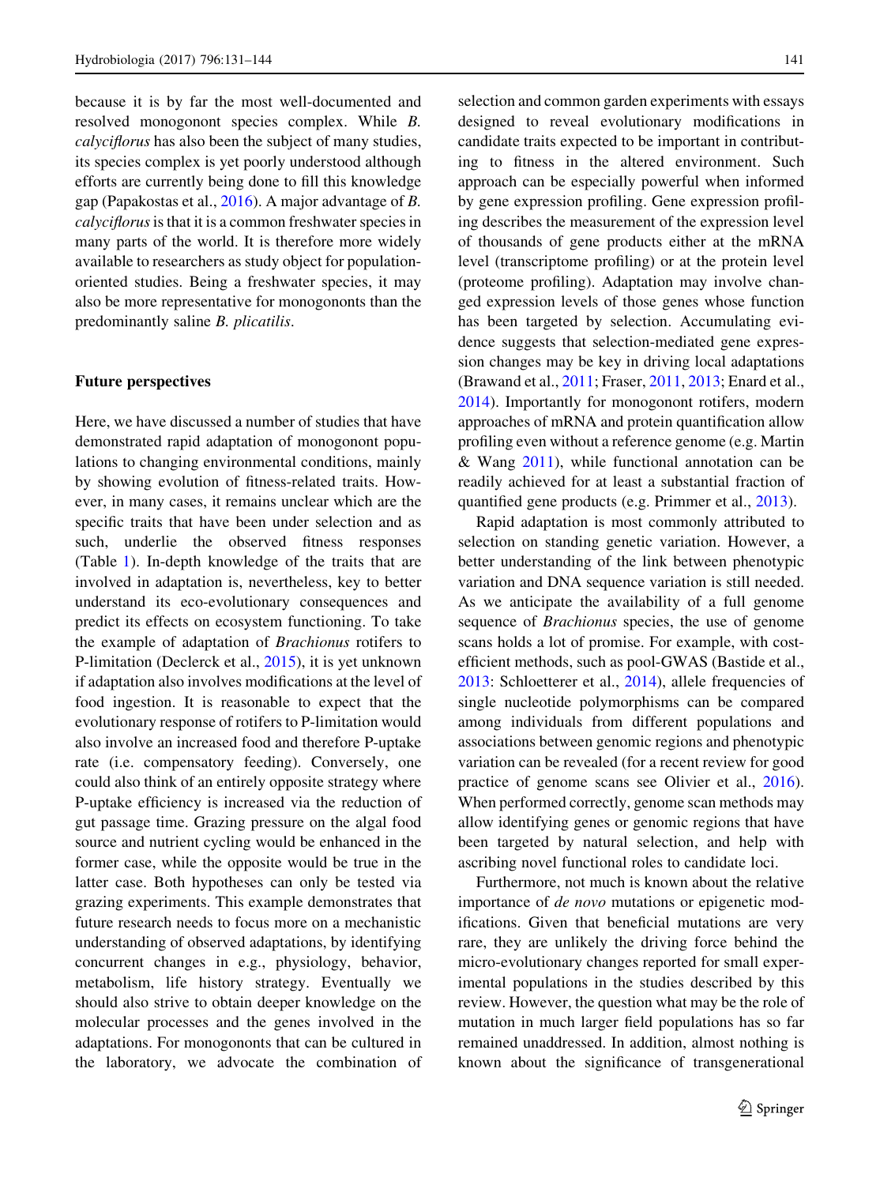because it is by far the most well-documented and resolved monogonont species complex. While *B. calyciflorus* has also been the subject of many studies, its species complex is yet poorly understood although efforts are currently being done to fill this knowledge gap (Papakostas et al., 2016). A major advantage of *B. calyciflorus* is that it is a common freshwater species in many parts of the world. It is therefore more widely available to researchers as study object for population-oriented studies. Being a freshwater species, it may also be more representative for monogononts than the predominantly saline *B. plicatilis*.

## Future perspectives

Here, we have discussed a number of studies that have demonstrated rapid adaptation of monogonont populations to changing environmental conditions, mainly by showing evolution of fitness-related traits. However, in many cases, it remains unclear which are the specific traits that have been under selection and as such, underlie the observed fitness responses (Table 1). In-depth knowledge of the traits that are involved in adaptation is, nevertheless, key to better understand its eco-evolutionary consequences and predict its effects on ecosystem functioning. To take the example of adaptation of *Brachionus* rotifers to P-limitation (Declerck et al., 2015), it is yet unknown if adaptation also involves modifications at the level of food ingestion. It is reasonable to expect that the evolutionary response of rotifers to P-limitation would also involve an increased food and therefore P-uptake rate (i.e. compensatory feeding). Conversely, one could also think of an entirely opposite strategy where P-uptake efficiency is increased via the reduction of gut passage time. Grazing pressure on the algal food source and nutrient cycling would be enhanced in the former case, while the opposite would be true in the latter case. Both hypotheses can only be tested via grazing experiments. This example demonstrates that future research needs to focus more on a mechanistic understanding of observed adaptations, by identifying concurrent changes in e.g., physiology, behavior, metabolism, life history strategy. Eventually we should also strive to obtain deeper knowledge on the molecular processes and the genes involved in the adaptations. For monogononts that can be cultured in the laboratory, we advocate the combination of selection and common garden experiments with essays designed to reveal evolutionary modifications in candidate traits expected to be important in contributing to fitness in the altered environment. Such approach can be especially powerful when informed by gene expression profiling. Gene expression profiling describes the measurement of the expression level of thousands of gene products either at the mRNA level (transcriptome profiling) or at the protein level (proteome profiling). Adaptation may involve changed expression levels of those genes whose function has been targeted by selection. Accumulating evidence suggests that selection-mediated gene expression changes may be key in driving local adaptations (Brawand et al., 2011; Fraser, 2011, 2013; Enard et al., 2014). Importantly for monogonont rotifers, modern approaches of mRNA and protein quantification allow profiling even without a reference genome (e.g. Martin & Wang 2011), while functional annotation can be readily achieved for at least a substantial fraction of quantified gene products (e.g. Primmer et al., 2013).

Rapid adaptation is most commonly attributed to selection on standing genetic variation. However, a better understanding of the link between phenotypic variation and DNA sequence variation is still needed. As we anticipate the availability of a full genome sequence of *Brachionus* species, the use of genome scans holds a lot of promise. For example, with cost-efficient methods, such as pool-GWAS (Bastide et al., 2013: Schloetterer et al., 2014), allele frequencies of single nucleotide polymorphisms can be compared among individuals from different populations and associations between genomic regions and phenotypic variation can be revealed (for a recent review for good practice of genome scans see Olivier et al., 2016). When performed correctly, genome scan methods may allow identifying genes or genomic regions that have been targeted by natural selection, and help with ascribing novel functional roles to candidate loci.

Furthermore, not much is known about the relative importance of *de novo* mutations or epigenetic modifications. Given that beneficial mutations are very rare, they are unlikely the driving force behind the micro-evolutionary changes reported for small experimental populations in the studies described by this review. However, the question what may be the role of mutation in much larger field populations has so far remained unaddressed. In addition, almost nothing is known about the significance of transgenerational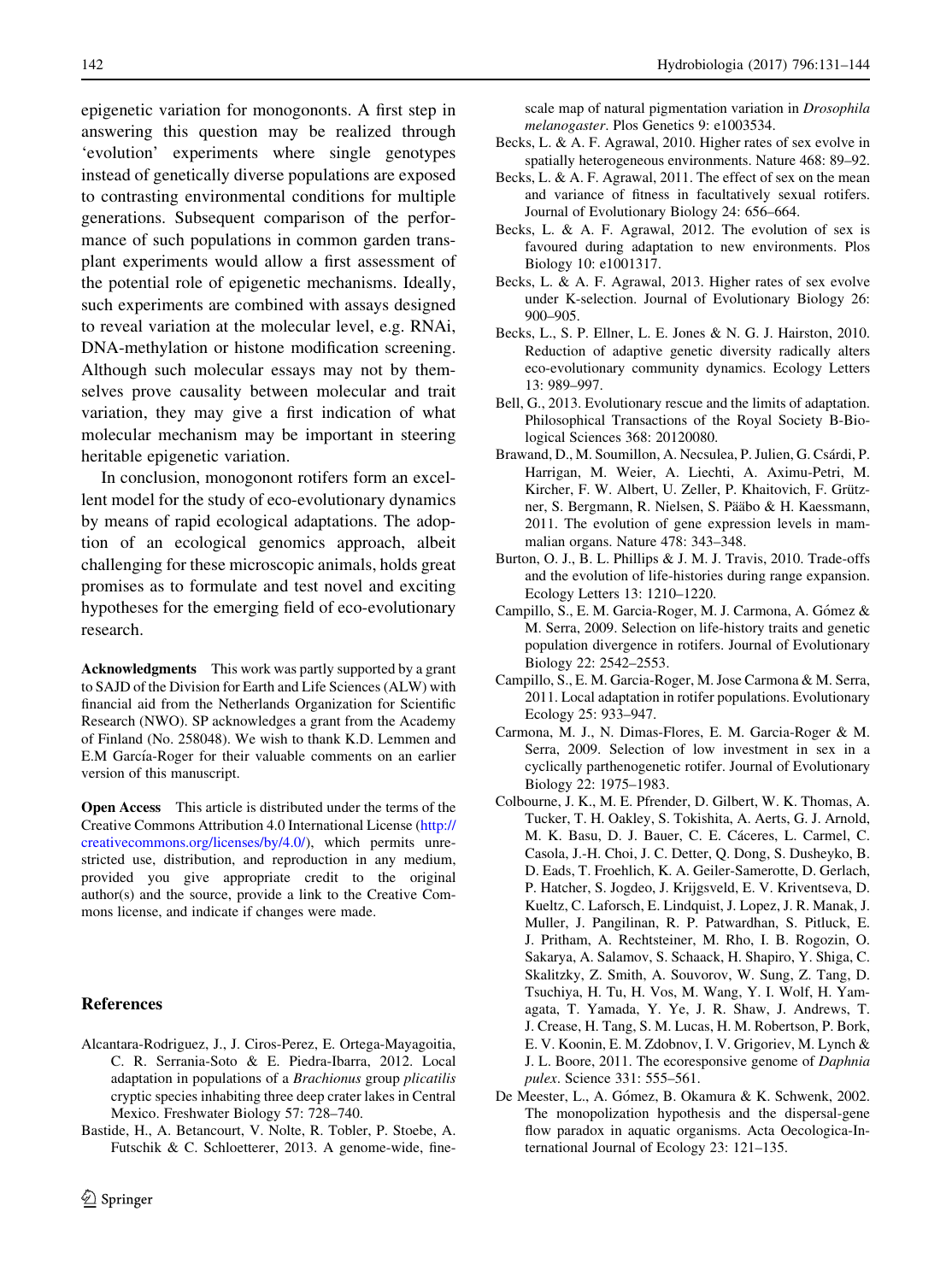epigenetic variation for monogononts. A first step in answering this question may be realized through 'evolution' experiments where single genotypes instead of genetically diverse populations are exposed to contrasting environmental conditions for multiple generations. Subsequent comparison of the performance of such populations in common garden transplant experiments would allow a first assessment of the potential role of epigenetic mechanisms. Ideally, such experiments are combined with assays designed to reveal variation at the molecular level, e.g. RNAi, DNA-methylation or histone modification screening. Although such molecular essays may not by themselves prove causality between molecular and trait variation, they may give a first indication of what molecular mechanism may be important in steering heritable epigenetic variation.

In conclusion, monogonont rotifers form an excellent model for the study of eco-evolutionary dynamics by means of rapid ecological adaptations. The adoption of an ecological genomics approach, albeit challenging for these microscopic animals, holds great promises as to formulate and test novel and exciting hypotheses for the emerging field of eco-evolutionary research.

**Acknowledgments** This work was partly supported by a grant to SAJD of the Division for Earth and Life Sciences (ALW) with financial aid from the Netherlands Organization for Scientific Research (NWO). SP acknowledges a grant from the Academy of Finland (No. 258048). We wish to thank K.D. Lemmen and E.M García-Roger for their valuable comments on an earlier version of this manuscript.

**Open Access** This article is distributed under the terms of the Creative Commons Attribution 4.0 International License (http://creativecommons.org/licenses/by/4.0/), which permits unrestricted use, distribution, and reproduction in any medium, provided you give appropriate credit to the original author(s) and the source, provide a link to the Creative Commons license, and indicate if changes were made.

## References

Alcantara-Rodriguez, J., J. Ciros-Perez, E. Ortega-Mayagoitia, C. R. Serrania-Soto & E. Piedra-Ibarra, 2012. Local adaptation in populations of a *Brachionus* group *plicatilis* cryptic species inhabiting three deep crater lakes in Central Mexico. Freshwater Biology 57: 728–740.

Bastide, H., A. Betancourt, V. Nolte, R. Tobler, P. Stoebe, A. Futschik & C. Schloetterer, 2013. A genome-wide, fine-scale map of natural pigmentation variation in *Drosophila melanogaster*. Plos Genetics 9: e1003534.

Becks, L. & A. F. Agrawal, 2010. Higher rates of sex evolve in spatially heterogeneous environments. Nature 468: 89–92.

Becks, L. & A. F. Agrawal, 2011. The effect of sex on the mean and variance of fitness in facultatively sexual rotifers. Journal of Evolutionary Biology 24: 656–664.

Becks, L. & A. F. Agrawal, 2012. The evolution of sex is favoured during adaptation to new environments. Plos Biology 10: e1001317.

Becks, L. & A. F. Agrawal, 2013. Higher rates of sex evolve under K-selection. Journal of Evolutionary Biology 26: 900–905.

Becks, L., S. P. Ellner, L. E. Jones & N. G. J. Hairston, 2010. Reduction of adaptive genetic diversity radically alters eco-evolutionary community dynamics. Ecology Letters 13: 989–997.

Bell, G., 2013. Evolutionary rescue and the limits of adaptation. Philosophical Transactions of the Royal Society B-Biological Sciences 368: 20120080.

Brawand, D., M. Soumillon, A. Necsulea, P. Julien, G. Csárdi, P. Harrigan, M. Weier, A. Liechti, A. Aximu-Petri, M. Kircher, F. W. Albert, U. Zeller, P. Khaitovich, F. Grützner, S. Bergmann, R. Nielsen, S. Pääbo & H. Kaessmann, 2011. The evolution of gene expression levels in mammalian organs. Nature 478: 343–348.

Burton, O. J., B. L. Phillips & J. M. J. Travis, 2010. Trade-offs and the evolution of life-histories during range expansion. Ecology Letters 13: 1210–1220.

Campillo, S., E. M. Garcia-Roger, M. J. Carmona, A. Gómez & M. Serra, 2009. Selection on life-history traits and genetic population divergence in rotifers. Journal of Evolutionary Biology 22: 2542–2553.

Campillo, S., E. M. Garcia-Roger, M. Jose Carmona & M. Serra, 2011. Local adaptation in rotifer populations. Evolutionary Ecology 25: 933–947.

Carmona, M. J., N. Dimas-Flores, E. M. Garcia-Roger & M. Serra, 2009. Selection of low investment in sex in a cyclically parthenogenetic rotifer. Journal of Evolutionary Biology 22: 1975–1983.

Colbourne, J. K., M. E. Pfrender, D. Gilbert, W. K. Thomas, A. Tucker, T. H. Oakley, S. Tokishita, A. Aerts, G. J. Arnold, M. K. Basu, D. J. Bauer, C. E. Cáceres, L. Carmel, C. Casola, J.-H. Choi, J. C. Detter, Q. Dong, S. Dusheyko, B. D. Eads, T. Froehlich, K. A. Geiler-Samerotte, D. Gerlach, P. Hatcher, S. Jogdeo, J. Krijgsveld, E. V. Kriventseva, D. Kueltz, C. Laforsch, E. Lindquist, J. Lopez, J. R. Manak, J. Muller, J. Pangilinan, R. P. Patwardhan, S. Pitluck, E. J. Pritham, A. Rechtsteiner, M. Rho, I. B. Rogozin, O. Sakarya, A. Salamov, S. Schaack, H. Shapiro, Y. Shiga, C. Skalitzky, Z. Smith, A. Souvorov, W. Sung, Z. Tang, D. Tsuchiya, H. Tu, H. Vos, M. Wang, Y. I. Wolf, H. Yamagata, T. Yamada, Y. Ye, J. R. Shaw, J. Andrews, T. J. Crease, H. Tang, S. M. Lucas, H. M. Robertson, P. Bork, E. V. Koonin, E. M. Zdobnov, I. V. Grigoriev, M. Lynch & J. L. Boore, 2011. The ecoresponsive genome of *Daphnia pulex*. Science 331: 555–561.

De Meester, L., A. Gómez, B. Okamura & K. Schwenk, 2002. The monopolization hypothesis and the dispersal-gene flow paradox in aquatic organisms. Acta Oecologica-International Journal of Ecology 23: 121–135.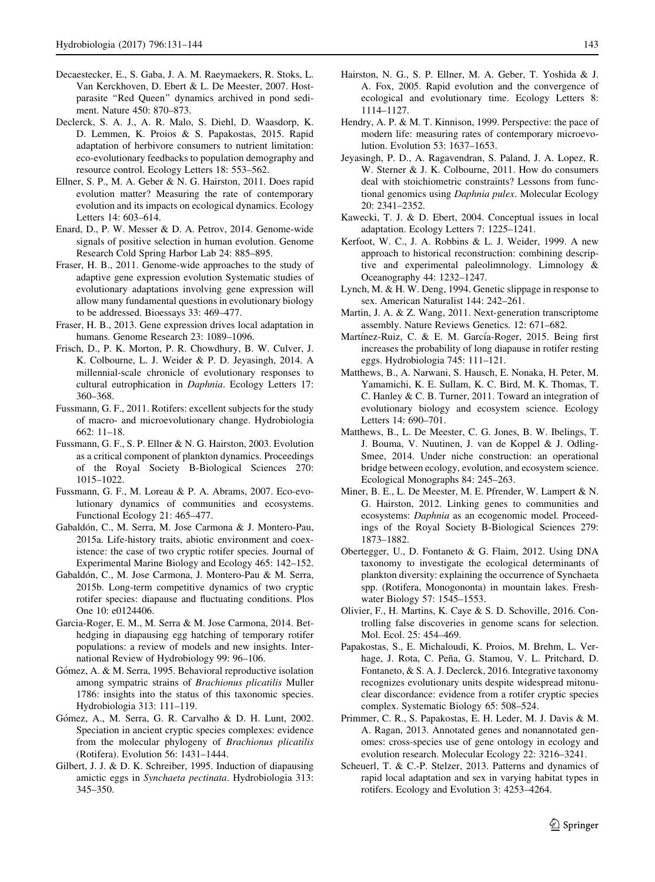Decaestecker, E., S. Gaba, J. A. M. Raeymaekers, R. Stoks, L. Van Kerckhoven, D. Ebert & L. De Meester, 2007. Host-parasite "Red Queen" dynamics archived in pond sediment. Nature 450: 870–873.

Declerck, S. A. J., A. R. Malo, S. Diehl, D. Waasdorp, K. D. Lemmen, K. Proios & S. Papakostas, 2015. Rapid adaptation of herbivore consumers to nutrient limitation: eco-evolutionary feedbacks to population demography and resource control. Ecology Letters 18: 553–562.

Ellner, S. P., M. A. Geber & N. G. Hairston, 2011. Does rapid evolution matter? Measuring the rate of contemporary evolution and its impacts on ecological dynamics. Ecology Letters 14: 603–614.

Enard, D., P. W. Messer & D. A. Petrov, 2014. Genome-wide signals of positive selection in human evolution. Genome Research Cold Spring Harbor Lab 24: 885–895.

Fraser, H. B., 2011. Genome-wide approaches to the study of adaptive gene expression evolution Systematic studies of evolutionary adaptations involving gene expression will allow many fundamental questions in evolutionary biology to be addressed. Bioessays 33: 469–477.

Fraser, H. B., 2013. Gene expression drives local adaptation in humans. Genome Research 23: 1089–1096.

Frisch, D., P. K. Morton, P. R. Chowdhury, B. W. Culver, J. K. Colbourne, L. J. Weider & P. D. Jeyasingh, 2014. A millennial-scale chronicle of evolutionary responses to cultural eutrophication in *Daphnia*. Ecology Letters 17: 360–368.

Fussmann, G. F., 2011. Rotifers: excellent subjects for the study of macro- and microevolutionary change. Hydrobiologia 662: 11–18.

Fussmann, G. F., S. P. Ellner & N. G. Hairston, 2003. Evolution as a critical component of plankton dynamics. Proceedings of the Royal Society B-Biological Sciences 270: 1015–1022.

Fussmann, G. F., M. Loreau & P. A. Abrams, 2007. Eco-evolutionary dynamics of communities and ecosystems. Functional Ecology 21: 465–477.

Gabaldón, C., M. Serra, M. Jose Carmona & J. Montero-Pau, 2015a. Life-history traits, abiotic environment and coexistence: the case of two cryptic rotifer species. Journal of Experimental Marine Biology and Ecology 465: 142–152.

Gabaldón, C., M. Jose Carmona, J. Montero-Pau & M. Serra, 2015b. Long-term competitive dynamics of two cryptic rotifer species: diapause and fluctuating conditions. Plos One 10: e0124406.

Garcia-Roger, E. M., M. Serra & M. Jose Carmona, 2014. Bet-hedging in diapausing egg hatching of temporary rotifer populations: a review of models and new insights. International Review of Hydrobiology 99: 96–106.

Gómez, A. & M. Serra, 1995. Behavioral reproductive isolation among sympatric strains of *Brachionus plicatilis* Muller 1786: insights into the status of this taxonomic species. Hydrobiologia 313: 111–119.

Gómez, A., M. Serra, G. R. Carvalho & D. H. Lunt, 2002. Speciation in ancient cryptic species complexes: evidence from the molecular phylogeny of *Brachionus plicatilis* (Rotifera). Evolution 56: 1431–1444.

Gilbert, J. J. & D. K. Schreiber, 1995. Induction of diapausing amictic eggs in *Synchaeta pectinata*. Hydrobiologia 313: 345–350.

Hairston, N. G., S. P. Ellner, M. A. Geber, T. Yoshida & J. A. Fox, 2005. Rapid evolution and the convergence of ecological and evolutionary time. Ecology Letters 8: 1114–1127.

Hendry, A. P. & M. T. Kinnison, 1999. Perspective: the pace of modern life: measuring rates of contemporary microevolution. Evolution 53: 1637–1653.

Jeyasingh, P. D., A. Ragavendran, S. Paland, J. A. Lopez, R. W. Sterner & J. K. Colbourne, 2011. How do consumers deal with stoichiometric constraints? Lessons from functional genomics using *Daphnia pulex*. Molecular Ecology 20: 2341–2352.

Kawecki, T. J. & D. Ebert, 2004. Conceptual issues in local adaptation. Ecology Letters 7: 1225–1241.

Kerfoot, W. C., J. A. Robbins & L. J. Weider, 1999. A new approach to historical reconstruction: combining descriptive and experimental paleolimnology. Limnology & Oceanography 44: 1232–1247.

Lynch, M. & H. W. Deng, 1994. Genetic slippage in response to sex. American Naturalist 144: 242–261.

Martin, J. A. & Z. Wang, 2011. Next-generation transcriptome assembly. Nature Reviews Genetics. 12: 671–682.

Martínez-Ruiz, C. & E. M. García-Roger, 2015. Being first increases the probability of long diapause in rotifer resting eggs. Hydrobiologia 745: 111–121.

Matthews, B., A. Narwani, S. Hausch, E. Nonaka, H. Peter, M. Yamamichi, K. E. Sullam, K. C. Bird, M. K. Thomas, T. C. Hanley & C. B. Turner, 2011. Toward an integration of evolutionary biology and ecosystem science. Ecology Letters 14: 690–701.

Matthews, B., L. De Meester, C. G. Jones, B. W. Ibelings, T. J. Bouma, V. Nuutinen, J. van de Koppel & J. Odling-Smee, 2014. Under niche construction: an operational bridge between ecology, evolution, and ecosystem science. Ecological Monographs 84: 245–263.

Miner, B. E., L. De Meester, M. E. Pfrender, W. Lampert & N. G. Hairston, 2012. Linking genes to communities and ecosystems: *Daphnia* as an ecogenomic model. Proceedings of the Royal Society B-Biological Sciences 279: 1873–1882.

Obertegger, U., D. Fontaneto & G. Flaim, 2012. Using DNA taxonomy to investigate the ecological determinants of plankton diversity: explaining the occurrence of Synchaeta spp. (Rotifera, Monogononta) in mountain lakes. Freshwater Biology 57: 1545–1553.

Olivier, F., H. Martins, K. Caye & S. D. Schoville, 2016. Controlling false discoveries in genome scans for selection. Mol. Ecol. 25: 454–469.

Papakostas, S., E. Michaloudi, K. Proios, M. Brehm, L. Verhage, J. Rota, C. Peña, G. Stamou, V. L. Pritchard, D. Fontaneto, & S. A. J. Declerck, 2016. Integrative taxonomy recognizes evolutionary units despite widespread mitonuclear discordance: evidence from a rotifer cryptic species complex. Systematic Biology 65: 508–524.

Primmer, C. R., S. Papakostas, E. H. Leder, M. J. Davis & M. A. Ragan, 2013. Annotated genes and nonannotated genomes: cross-species use of gene ontology in ecology and evolution research. Molecular Ecology 22: 3216–3241.

Scheuerl, T. & C.-P. Stelzer, 2013. Patterns and dynamics of rapid local adaptation and sex in varying habitat types in rotifers. Ecology and Evolution 3: 4253–4264.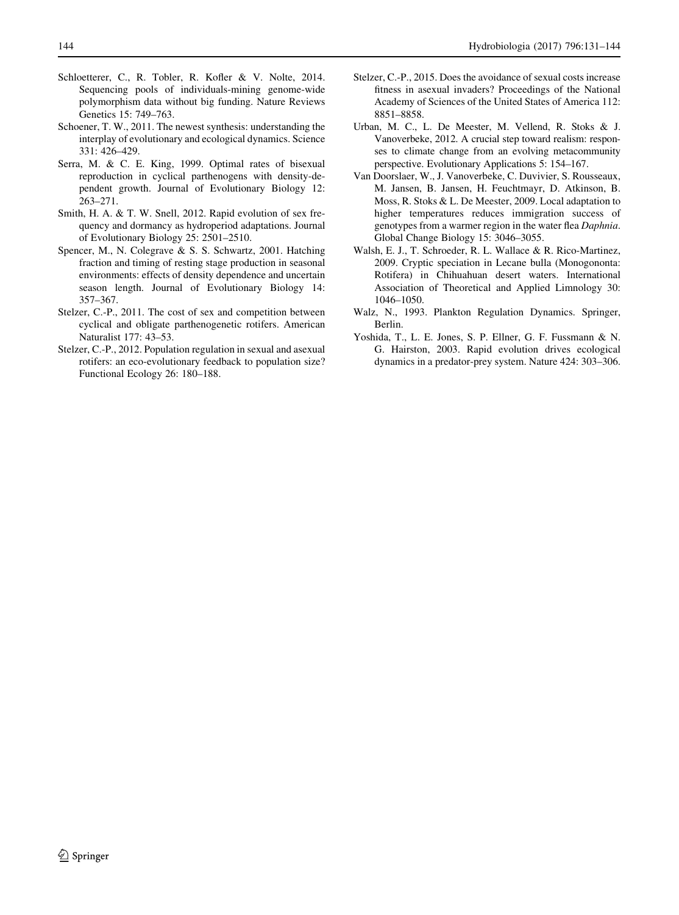Schloetterer, C., R. Tobler, R. Kofler & V. Nolte, 2014. Sequencing pools of individuals-mining genome-wide polymorphism data without big funding. Nature Reviews Genetics 15: 749–763.

Schoener, T. W., 2011. The newest synthesis: understanding the interplay of evolutionary and ecological dynamics. Science 331: 426–429.

Serra, M. & C. E. King, 1999. Optimal rates of bisexual reproduction in cyclical parthenogens with density-dependent growth. Journal of Evolutionary Biology 12: 263–271.

Smith, H. A. & T. W. Snell, 2012. Rapid evolution of sex frequency and dormancy as hydroperiod adaptations. Journal of Evolutionary Biology 25: 2501–2510.

Spencer, M., N. Colegrave & S. S. Schwartz, 2001. Hatching fraction and timing of resting stage production in seasonal environments: effects of density dependence and uncertain season length. Journal of Evolutionary Biology 14: 357–367.

Stelzer, C.-P., 2011. The cost of sex and competition between cyclical and obligate parthenogenetic rotifers. American Naturalist 177: 43–53.

Stelzer, C.-P., 2012. Population regulation in sexual and asexual rotifers: an eco-evolutionary feedback to population size? Functional Ecology 26: 180–188.

Stelzer, C.-P., 2015. Does the avoidance of sexual costs increase fitness in asexual invaders? Proceedings of the National Academy of Sciences of the United States of America 112: 8851–8858.

Urban, M. C., L. De Meester, M. Vellend, R. Stoks & J. Vanoverbeke, 2012. A crucial step toward realism: responses to climate change from an evolving metacommunity perspective. Evolutionary Applications 5: 154–167.

Van Doorslaer, W., J. Vanoverbeke, C. Duvivier, S. Rousseaux, M. Jansen, B. Jansen, H. Feuchtmayr, D. Atkinson, B. Moss, R. Stoks & L. De Meester, 2009. Local adaptation to higher temperatures reduces immigration success of genotypes from a warmer region in the water flea *Daphnia*. Global Change Biology 15: 3046–3055.

Walsh, E. J., T. Schroeder, R. L. Wallace & R. Rico-Martinez, 2009. Cryptic speciation in Lecane bulla (Monogononta: Rotifera) in Chihuahuan desert waters. International Association of Theoretical and Applied Limnology 30: 1046–1050.

Walz, N., 1993. Plankton Regulation Dynamics. Springer, Berlin.

Yoshida, T., L. E. Jones, S. P. Ellner, G. F. Fussmann & N. G. Hairston, 2003. Rapid evolution drives ecological dynamics in a predator-prey system. Nature 424: 303–306.